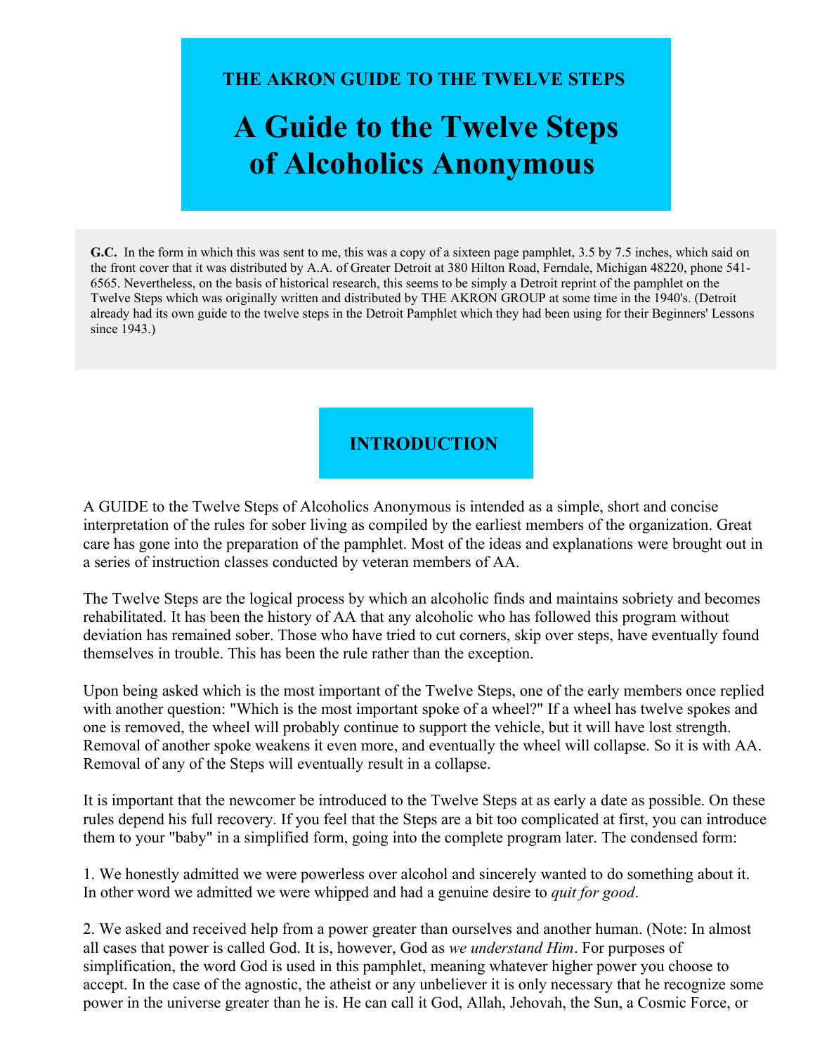**THE AKRON GUIDE TO THE TWELVE STEPS**

# A Guide to the Twelve Steps of Alcoholics Anonymous

**G.C.** In the form in which this was sent to me, this was a copy of a sixteen page pamphlet, 3.5 by 7.5 inches, which said on the front cover that it was distributed by A.A. of Greater Detroit at 380 Hilton Road, Ferndale, Michigan 48220, phone 541-6565. Nevertheless, on the basis of historical research, this seems to be simply a Detroit reprint of the pamphlet on the Twelve Steps which was originally written and distributed by THE AKRON GROUP at some time in the 1940's. (Detroit already had its own guide to the twelve steps in the Detroit Pamphlet which they had been using for their Beginners' Lessons since 1943.)

## INTRODUCTION

A GUIDE to the Twelve Steps of Alcoholics Anonymous is intended as a simple, short and concise interpretation of the rules for sober living as compiled by the earliest members of the organization. Great care has gone into the preparation of the pamphlet. Most of the ideas and explanations were brought out in a series of instruction classes conducted by veteran members of AA.

The Twelve Steps are the logical process by which an alcoholic finds and maintains sobriety and becomes rehabilitated. It has been the history of AA that any alcoholic who has followed this program without deviation has remained sober. Those who have tried to cut corners, skip over steps, have eventually found themselves in trouble. This has been the rule rather than the exception.

Upon being asked which is the most important of the Twelve Steps, one of the early members once replied with another question: "Which is the most important spoke of a wheel?" If a wheel has twelve spokes and one is removed, the wheel will probably continue to support the vehicle, but it will have lost strength. Removal of another spoke weakens it even more, and eventually the wheel will collapse. So it is with AA. Removal of any of the Steps will eventually result in a collapse.

It is important that the newcomer be introduced to the Twelve Steps at as early a date as possible. On these rules depend his full recovery. If you feel that the Steps are a bit too complicated at first, you can introduce them to your "baby" in a simplified form, going into the complete program later. The condensed form:

1. We honestly admitted we were powerless over alcohol and sincerely wanted to do something about it. In other word we admitted we were whipped and had a genuine desire to *quit for good*.

2. We asked and received help from a power greater than ourselves and another human. (Note: In almost all cases that power is called God. It is, however, God as *we understand Him*. For purposes of simplification, the word God is used in this pamphlet, meaning whatever higher power you choose to accept. In the case of the agnostic, the atheist or any unbeliever it is only necessary that he recognize some power in the universe greater than he is. He can call it God, Allah, Jehovah, the Sun, a Cosmic Force, or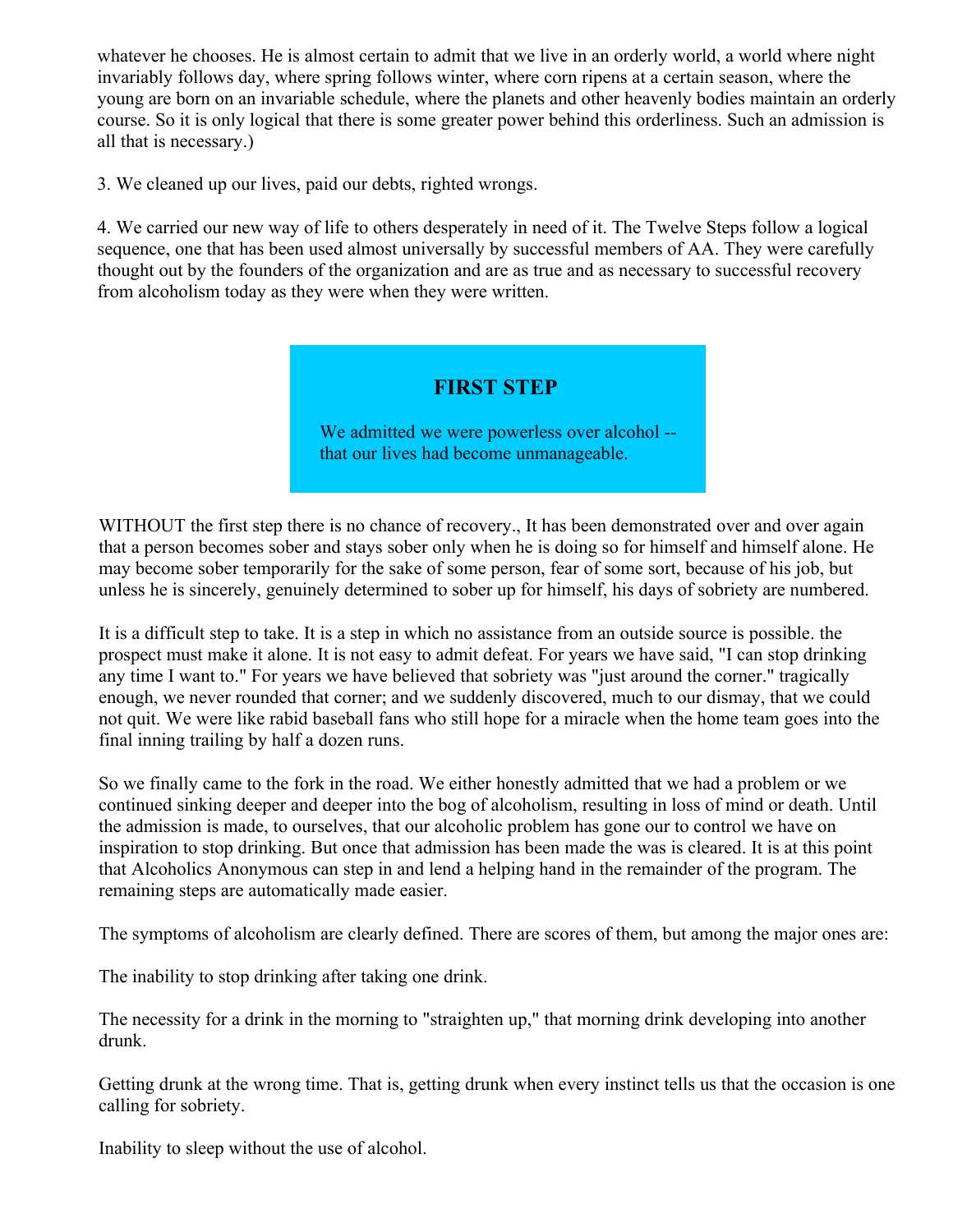whatever he chooses. He is almost certain to admit that we live in an orderly world, a world where night invariably follows day, where spring follows winter, where corn ripens at a certain season, where the young are born on an invariable schedule, where the planets and other heavenly bodies maintain an orderly course. So it is only logical that there is some greater power behind this orderliness. Such an admission is all that is necessary.)

3. We cleaned up our lives, paid our debts, righted wrongs.

4. We carried our new way of life to others desperately in need of it. The Twelve Steps follow a logical sequence, one that has been used almost universally by successful members of AA. They were carefully thought out by the founders of the organization and are as true and as necessary to successful recovery from alcoholism today as they were when they were written.

## FIRST STEP

We admitted we were powerless over alcohol -- that our lives had become unmanageable.

WITHOUT the first step there is no chance of recovery., It has been demonstrated over and over again that a person becomes sober and stays sober only when he is doing so for himself and himself alone. He may become sober temporarily for the sake of some person, fear of some sort, because of his job, but unless he is sincerely, genuinely determined to sober up for himself, his days of sobriety are numbered.

It is a difficult step to take. It is a step in which no assistance from an outside source is possible. the prospect must make it alone. It is not easy to admit defeat. For years we have said, "I can stop drinking any time I want to." For years we have believed that sobriety was "just around the corner." tragically enough, we never rounded that corner; and we suddenly discovered, much to our dismay, that we could not quit. We were like rabid baseball fans who still hope for a miracle when the home team goes into the final inning trailing by half a dozen runs.

So we finally came to the fork in the road. We either honestly admitted that we had a problem or we continued sinking deeper and deeper into the bog of alcoholism, resulting in loss of mind or death. Until the admission is made, to ourselves, that our alcoholic problem has gone our to control we have on inspiration to stop drinking. But once that admission has been made the was is cleared. It is at this point that Alcoholics Anonymous can step in and lend a helping hand in the remainder of the program. The remaining steps are automatically made easier.

The symptoms of alcoholism are clearly defined. There are scores of them, but among the major ones are:

The inability to stop drinking after taking one drink.

The necessity for a drink in the morning to "straighten up," that morning drink developing into another drunk.

Getting drunk at the wrong time. That is, getting drunk when every instinct tells us that the occasion is one calling for sobriety.

Inability to sleep without the use of alcohol.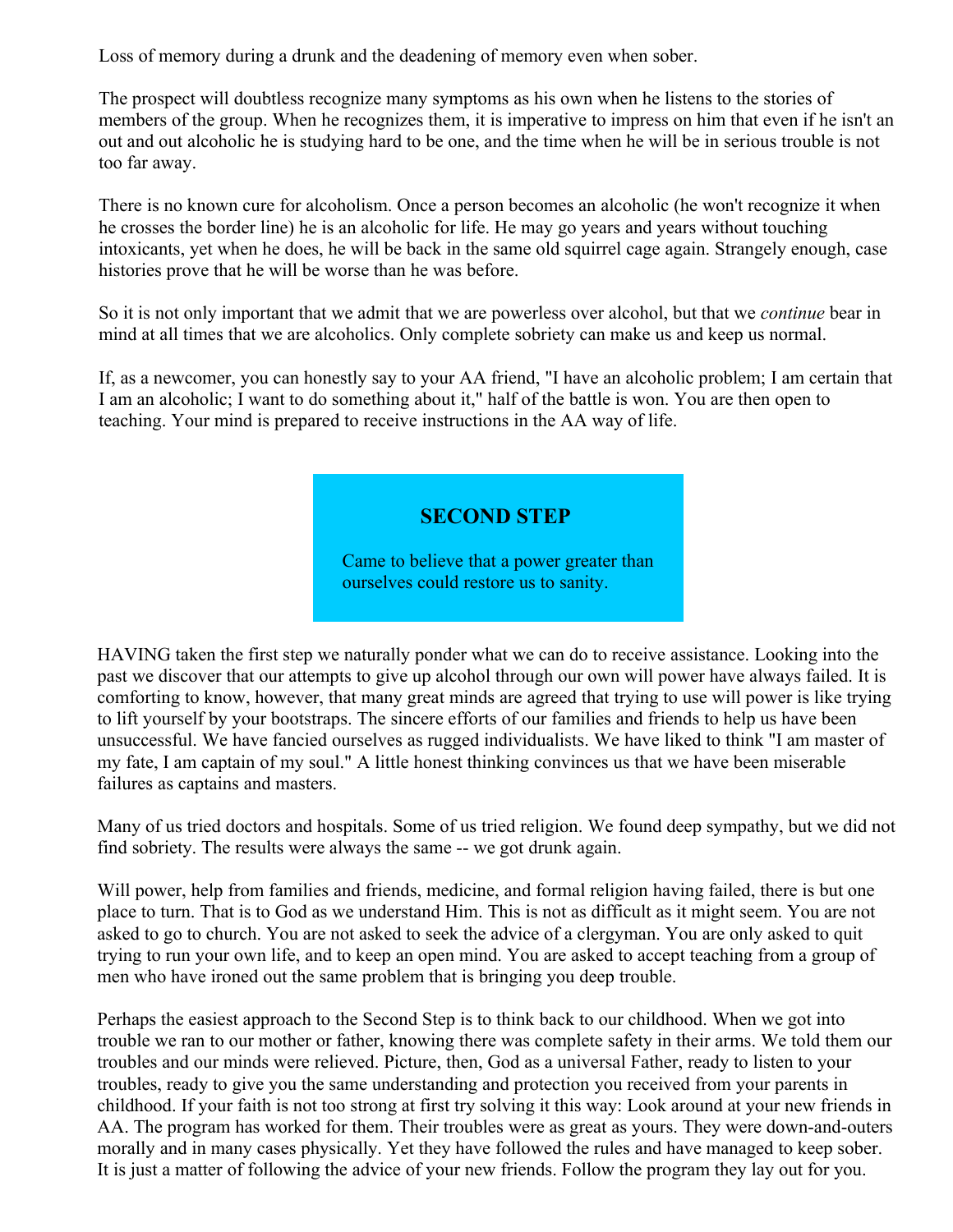Loss of memory during a drunk and the deadening of memory even when sober.

The prospect will doubtless recognize many symptoms as his own when he listens to the stories of members of the group. When he recognizes them, it is imperative to impress on him that even if he isn't an out and out alcoholic he is studying hard to be one, and the time when he will be in serious trouble is not too far away.

There is no known cure for alcoholism. Once a person becomes an alcoholic (he won't recognize it when he crosses the border line) he is an alcoholic for life. He may go years and years without touching intoxicants, yet when he does, he will be back in the same old squirrel cage again. Strangely enough, case histories prove that he will be worse than he was before.

So it is not only important that we admit that we are powerless over alcohol, but that we *continue* bear in mind at all times that we are alcoholics. Only complete sobriety can make us and keep us normal.

If, as a newcomer, you can honestly say to your AA friend, "I have an alcoholic problem; I am certain that I am an alcoholic; I want to do something about it," half of the battle is won. You are then open to teaching. Your mind is prepared to receive instructions in the AA way of life.

## SECOND STEP

Came to believe that a power greater than ourselves could restore us to sanity.

HAVING taken the first step we naturally ponder what we can do to receive assistance. Looking into the past we discover that our attempts to give up alcohol through our own will power have always failed. It is comforting to know, however, that many great minds are agreed that trying to use will power is like trying to lift yourself by your bootstraps. The sincere efforts of our families and friends to help us have been unsuccessful. We have fancied ourselves as rugged individualists. We have liked to think "I am master of my fate, I am captain of my soul." A little honest thinking convinces us that we have been miserable failures as captains and masters.

Many of us tried doctors and hospitals. Some of us tried religion. We found deep sympathy, but we did not find sobriety. The results were always the same -- we got drunk again.

Will power, help from families and friends, medicine, and formal religion having failed, there is but one place to turn. That is to God as we understand Him. This is not as difficult as it might seem. You are not asked to go to church. You are not asked to seek the advice of a clergyman. You are only asked to quit trying to run your own life, and to keep an open mind. You are asked to accept teaching from a group of men who have ironed out the same problem that is bringing you deep trouble.

Perhaps the easiest approach to the Second Step is to think back to our childhood. When we got into trouble we ran to our mother or father, knowing there was complete safety in their arms. We told them our troubles and our minds were relieved. Picture, then, God as a universal Father, ready to listen to your troubles, ready to give you the same understanding and protection you received from your parents in childhood. If your faith is not too strong at first try solving it this way: Look around at your new friends in AA. The program has worked for them. Their troubles were as great as yours. They were down-and-outers morally and in many cases physically. Yet they have followed the rules and have managed to keep sober. It is just a matter of following the advice of your new friends. Follow the program they lay out for you.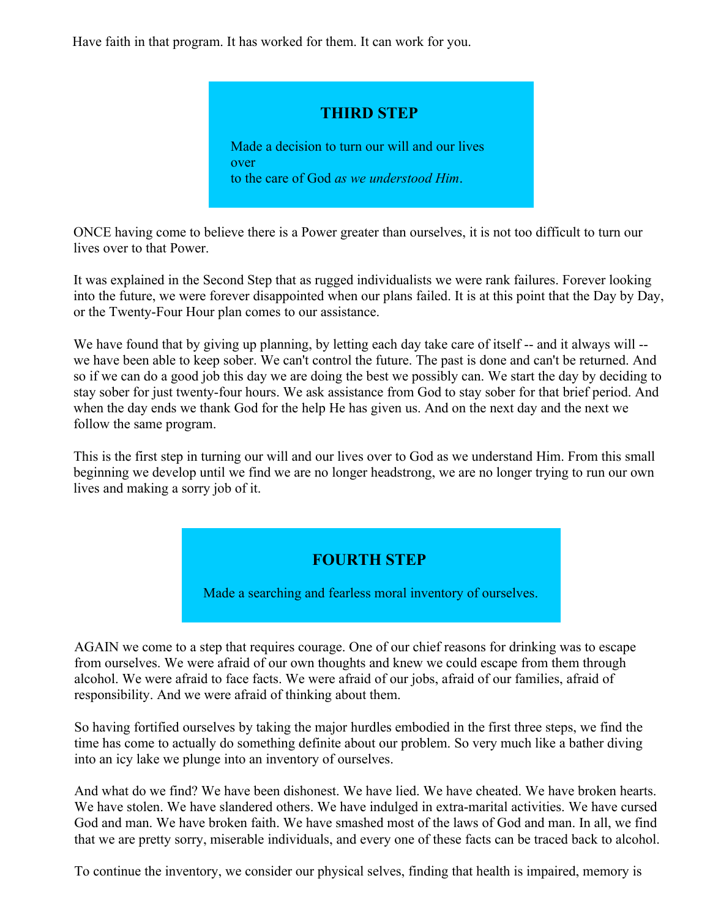Have faith in that program. It has worked for them. It can work for you.

## THIRD STEP

Made a decision to turn our will and our lives over to the care of God *as we understood Him*.

ONCE having come to believe there is a Power greater than ourselves, it is not too difficult to turn our lives over to that Power.

It was explained in the Second Step that as rugged individualists we were rank failures. Forever looking into the future, we were forever disappointed when our plans failed. It is at this point that the Day by Day, or the Twenty-Four Hour plan comes to our assistance.

We have found that by giving up planning, by letting each day take care of itself -- and it always will -- we have been able to keep sober. We can't control the future. The past is done and can't be returned. And so if we can do a good job this day we are doing the best we possibly can. We start the day by deciding to stay sober for just twenty-four hours. We ask assistance from God to stay sober for that brief period. And when the day ends we thank God for the help He has given us. And on the next day and the next we follow the same program.

This is the first step in turning our will and our lives over to God as we understand Him. From this small beginning we develop until we find we are no longer headstrong, we are no longer trying to run our own lives and making a sorry job of it.

## FOURTH STEP

Made a searching and fearless moral inventory of ourselves.

AGAIN we come to a step that requires courage. One of our chief reasons for drinking was to escape from ourselves. We were afraid of our own thoughts and knew we could escape from them through alcohol. We were afraid to face facts. We were afraid of our jobs, afraid of our families, afraid of responsibility. And we were afraid of thinking about them.

So having fortified ourselves by taking the major hurdles embodied in the first three steps, we find the time has come to actually do something definite about our problem. So very much like a bather diving into an icy lake we plunge into an inventory of ourselves.

And what do we find? We have been dishonest. We have lied. We have cheated. We have broken hearts. We have stolen. We have slandered others. We have indulged in extra-marital activities. We have cursed God and man. We have broken faith. We have smashed most of the laws of God and man. In all, we find that we are pretty sorry, miserable individuals, and every one of these facts can be traced back to alcohol.

To continue the inventory, we consider our physical selves, finding that health is impaired, memory is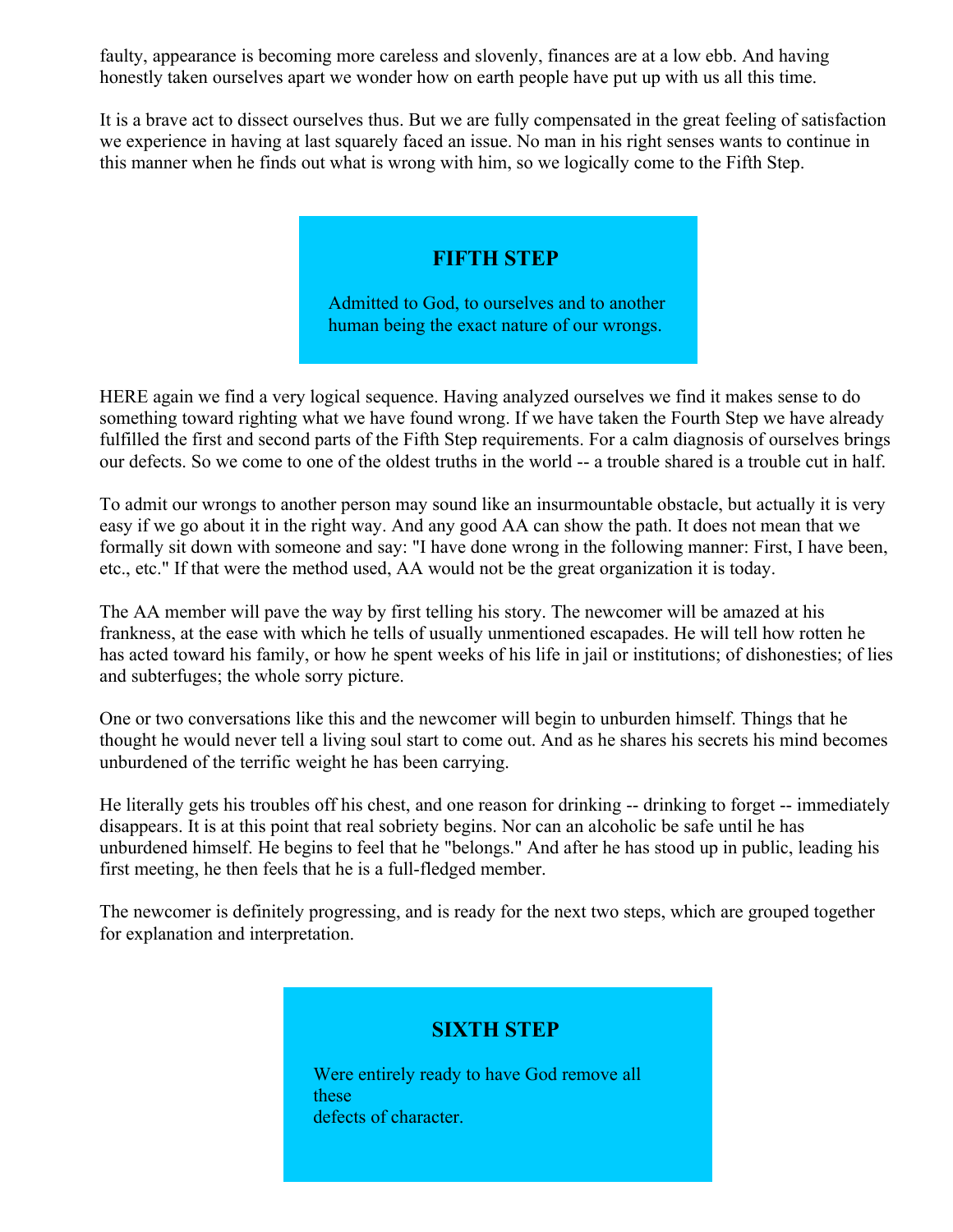faulty, appearance is becoming more careless and slovenly, finances are at a low ebb. And having honestly taken ourselves apart we wonder how on earth people have put up with us all this time.

It is a brave act to dissect ourselves thus. But we are fully compensated in the great feeling of satisfaction we experience in having at last squarely faced an issue. No man in his right senses wants to continue in this manner when he finds out what is wrong with him, so we logically come to the Fifth Step.

## FIFTH STEP

Admitted to God, to ourselves and to another human being the exact nature of our wrongs.

HERE again we find a very logical sequence. Having analyzed ourselves we find it makes sense to do something toward righting what we have found wrong. If we have taken the Fourth Step we have already fulfilled the first and second parts of the Fifth Step requirements. For a calm diagnosis of ourselves brings our defects. So we come to one of the oldest truths in the world -- a trouble shared is a trouble cut in half.

To admit our wrongs to another person may sound like an insurmountable obstacle, but actually it is very easy if we go about it in the right way. And any good AA can show the path. It does not mean that we formally sit down with someone and say: "I have done wrong in the following manner: First, I have been, etc., etc." If that were the method used, AA would not be the great organization it is today.

The AA member will pave the way by first telling his story. The newcomer will be amazed at his frankness, at the ease with which he tells of usually unmentioned escapades. He will tell how rotten he has acted toward his family, or how he spent weeks of his life in jail or institutions; of dishonesties; of lies and subterfuges; the whole sorry picture.

One or two conversations like this and the newcomer will begin to unburden himself. Things that he thought he would never tell a living soul start to come out. And as he shares his secrets his mind becomes unburdened of the terrific weight he has been carrying.

He literally gets his troubles off his chest, and one reason for drinking -- drinking to forget -- immediately disappears. It is at this point that real sobriety begins. Nor can an alcoholic be safe until he has unburdened himself. He begins to feel that he "belongs." And after he has stood up in public, leading his first meeting, he then feels that he is a full-fledged member.

The newcomer is definitely progressing, and is ready for the next two steps, which are grouped together for explanation and interpretation.

## SIXTH STEP

Were entirely ready to have God remove all these
defects of character.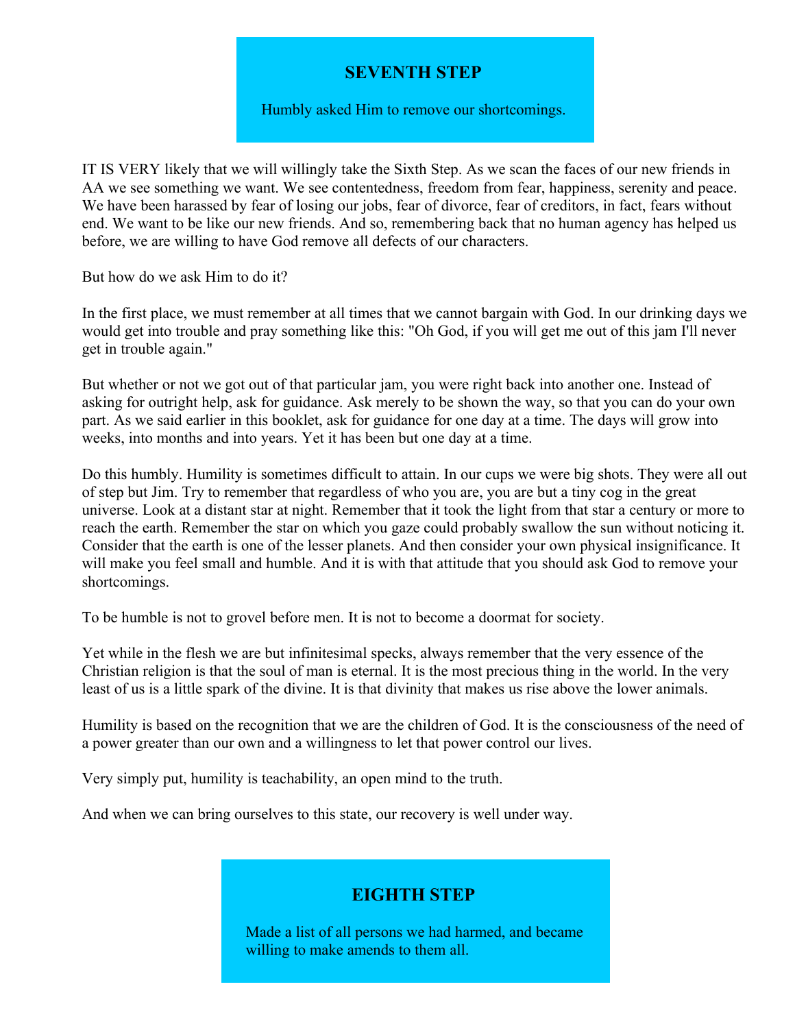## SEVENTH STEP

Humbly asked Him to remove our shortcomings.

IT IS VERY likely that we will willingly take the Sixth Step. As we scan the faces of our new friends in AA we see something we want. We see contentedness, freedom from fear, happiness, serenity and peace. We have been harassed by fear of losing our jobs, fear of divorce, fear of creditors, in fact, fears without end. We want to be like our new friends. And so, remembering back that no human agency has helped us before, we are willing to have God remove all defects of our characters.

But how do we ask Him to do it?

In the first place, we must remember at all times that we cannot bargain with God. In our drinking days we would get into trouble and pray something like this: "Oh God, if you will get me out of this jam I'll never get in trouble again."

But whether or not we got out of that particular jam, you were right back into another one. Instead of asking for outright help, ask for guidance. Ask merely to be shown the way, so that you can do your own part. As we said earlier in this booklet, ask for guidance for one day at a time. The days will grow into weeks, into months and into years. Yet it has been but one day at a time.

Do this humbly. Humility is sometimes difficult to attain. In our cups we were big shots. They were all out of step but Jim. Try to remember that regardless of who you are, you are but a tiny cog in the great universe. Look at a distant star at night. Remember that it took the light from that star a century or more to reach the earth. Remember the star on which you gaze could probably swallow the sun without noticing it. Consider that the earth is one of the lesser planets. And then consider your own physical insignificance. It will make you feel small and humble. And it is with that attitude that you should ask God to remove your shortcomings.

To be humble is not to grovel before men. It is not to become a doormat for society.

Yet while in the flesh we are but infinitesimal specks, always remember that the very essence of the Christian religion is that the soul of man is eternal. It is the most precious thing in the world. In the very least of us is a little spark of the divine. It is that divinity that makes us rise above the lower animals.

Humility is based on the recognition that we are the children of God. It is the consciousness of the need of a power greater than our own and a willingness to let that power control our lives.

Very simply put, humility is teachability, an open mind to the truth.

And when we can bring ourselves to this state, our recovery is well under way.

## EIGHTH STEP

Made a list of all persons we had harmed, and became willing to make amends to them all.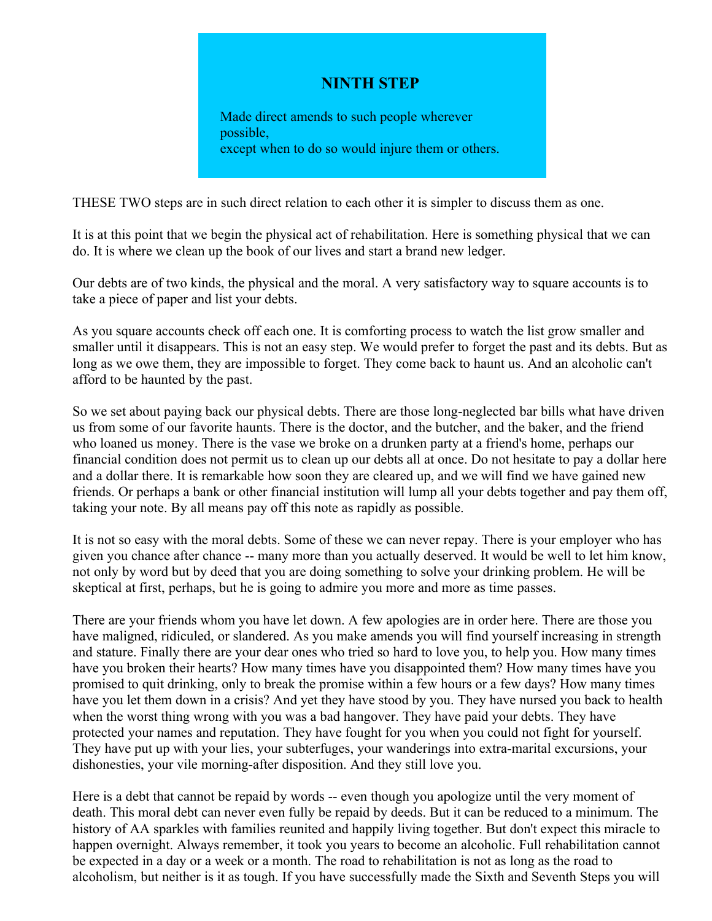## NINTH STEP

Made direct amends to such people wherever possible,
except when to do so would injure them or others.

THESE TWO steps are in such direct relation to each other it is simpler to discuss them as one.

It is at this point that we begin the physical act of rehabilitation. Here is something physical that we can do. It is where we clean up the book of our lives and start a brand new ledger.

Our debts are of two kinds, the physical and the moral. A very satisfactory way to square accounts is to take a piece of paper and list your debts.

As you square accounts check off each one. It is comforting process to watch the list grow smaller and smaller until it disappears. This is not an easy step. We would prefer to forget the past and its debts. But as long as we owe them, they are impossible to forget. They come back to haunt us. And an alcoholic can't afford to be haunted by the past.

So we set about paying back our physical debts. There are those long-neglected bar bills what have driven us from some of our favorite haunts. There is the doctor, and the butcher, and the baker, and the friend who loaned us money. There is the vase we broke on a drunken party at a friend's home, perhaps our financial condition does not permit us to clean up our debts all at once. Do not hesitate to pay a dollar here and a dollar there. It is remarkable how soon they are cleared up, and we will find we have gained new friends. Or perhaps a bank or other financial institution will lump all your debts together and pay them off, taking your note. By all means pay off this note as rapidly as possible.

It is not so easy with the moral debts. Some of these we can never repay. There is your employer who has given you chance after chance -- many more than you actually deserved. It would be well to let him know, not only by word but by deed that you are doing something to solve your drinking problem. He will be skeptical at first, perhaps, but he is going to admire you more and more as time passes.

There are your friends whom you have let down. A few apologies are in order here. There are those you have maligned, ridiculed, or slandered. As you make amends you will find yourself increasing in strength and stature. Finally there are your dear ones who tried so hard to love you, to help you. How many times have you broken their hearts? How many times have you disappointed them? How many times have you promised to quit drinking, only to break the promise within a few hours or a few days? How many times have you let them down in a crisis? And yet they have stood by you. They have nursed you back to health when the worst thing wrong with you was a bad hangover. They have paid your debts. They have protected your names and reputation. They have fought for you when you could not fight for yourself. They have put up with your lies, your subterfuges, your wanderings into extra-marital excursions, your dishonesties, your vile morning-after disposition. And they still love you.

Here is a debt that cannot be repaid by words -- even though you apologize until the very moment of death. This moral debt can never even fully be repaid by deeds. But it can be reduced to a minimum. The history of AA sparkles with families reunited and happily living together. But don't expect this miracle to happen overnight. Always remember, it took you years to become an alcoholic. Full rehabilitation cannot be expected in a day or a week or a month. The road to rehabilitation is not as long as the road to alcoholism, but neither is it as tough. If you have successfully made the Sixth and Seventh Steps you will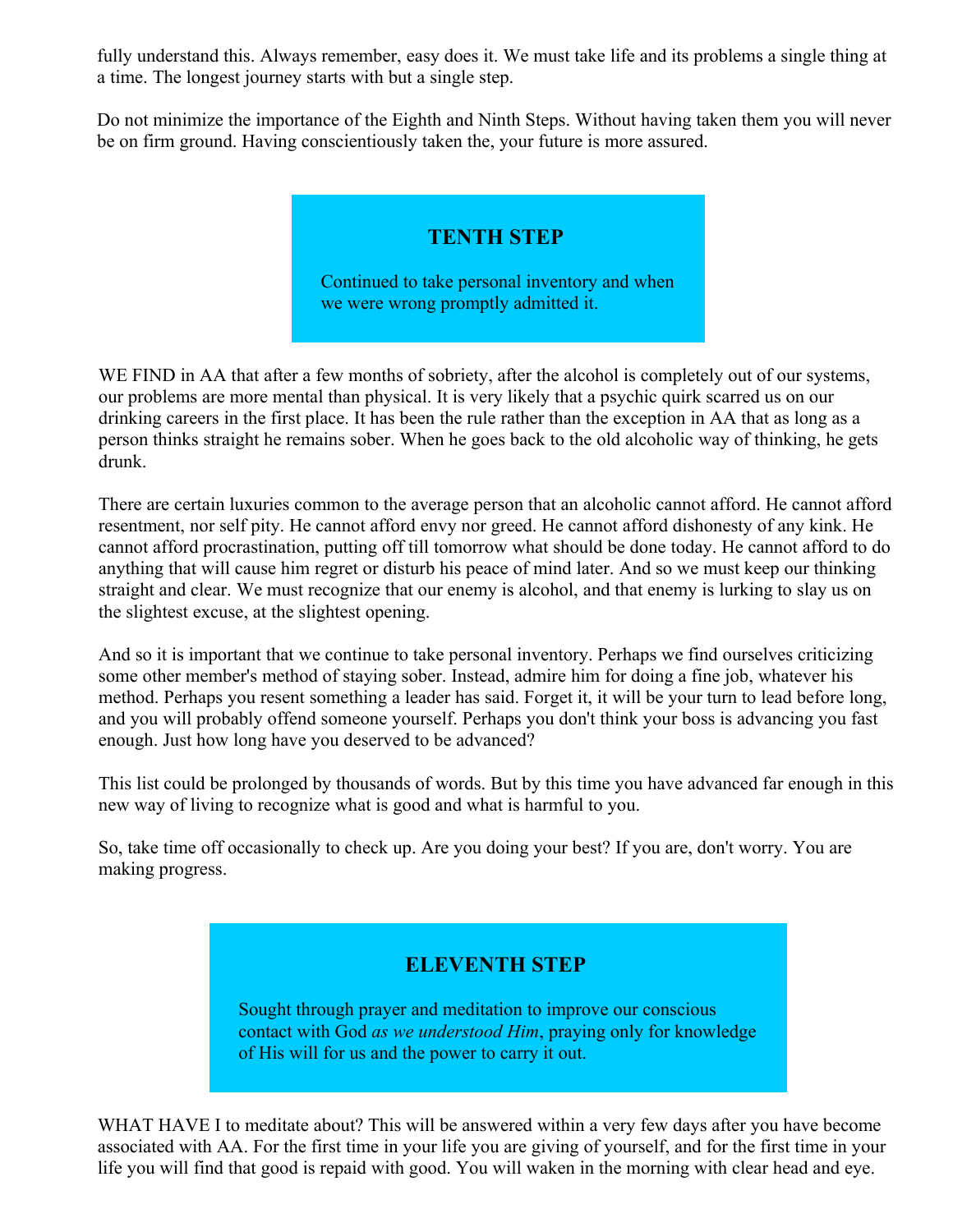fully understand this. Always remember, easy does it. We must take life and its problems a single thing at a time. The longest journey starts with but a single step.

Do not minimize the importance of the Eighth and Ninth Steps. Without having taken them you will never be on firm ground. Having conscientiously taken the, your future is more assured.

## TENTH STEP

Continued to take personal inventory and when we were wrong promptly admitted it.

WE FIND in AA that after a few months of sobriety, after the alcohol is completely out of our systems, our problems are more mental than physical. It is very likely that a psychic quirk scarred us on our drinking careers in the first place. It has been the rule rather than the exception in AA that as long as a person thinks straight he remains sober. When he goes back to the old alcoholic way of thinking, he gets drunk.

There are certain luxuries common to the average person that an alcoholic cannot afford. He cannot afford resentment, nor self pity. He cannot afford envy nor greed. He cannot afford dishonesty of any kink. He cannot afford procrastination, putting off till tomorrow what should be done today. He cannot afford to do anything that will cause him regret or disturb his peace of mind later. And so we must keep our thinking straight and clear. We must recognize that our enemy is alcohol, and that enemy is lurking to slay us on the slightest excuse, at the slightest opening.

And so it is important that we continue to take personal inventory. Perhaps we find ourselves criticizing some other member's method of staying sober. Instead, admire him for doing a fine job, whatever his method. Perhaps you resent something a leader has said. Forget it, it will be your turn to lead before long, and you will probably offend someone yourself. Perhaps you don't think your boss is advancing you fast enough. Just how long have you deserved to be advanced?

This list could be prolonged by thousands of words. But by this time you have advanced far enough in this new way of living to recognize what is good and what is harmful to you.

So, take time off occasionally to check up. Are you doing your best? If you are, don't worry. You are making progress.

## ELEVENTH STEP

Sought through prayer and meditation to improve our conscious contact with God *as we understood Him*, praying only for knowledge of His will for us and the power to carry it out.

WHAT HAVE I to meditate about? This will be answered within a very few days after you have become associated with AA. For the first time in your life you are giving of yourself, and for the first time in your life you will find that good is repaid with good. You will waken in the morning with clear head and eye.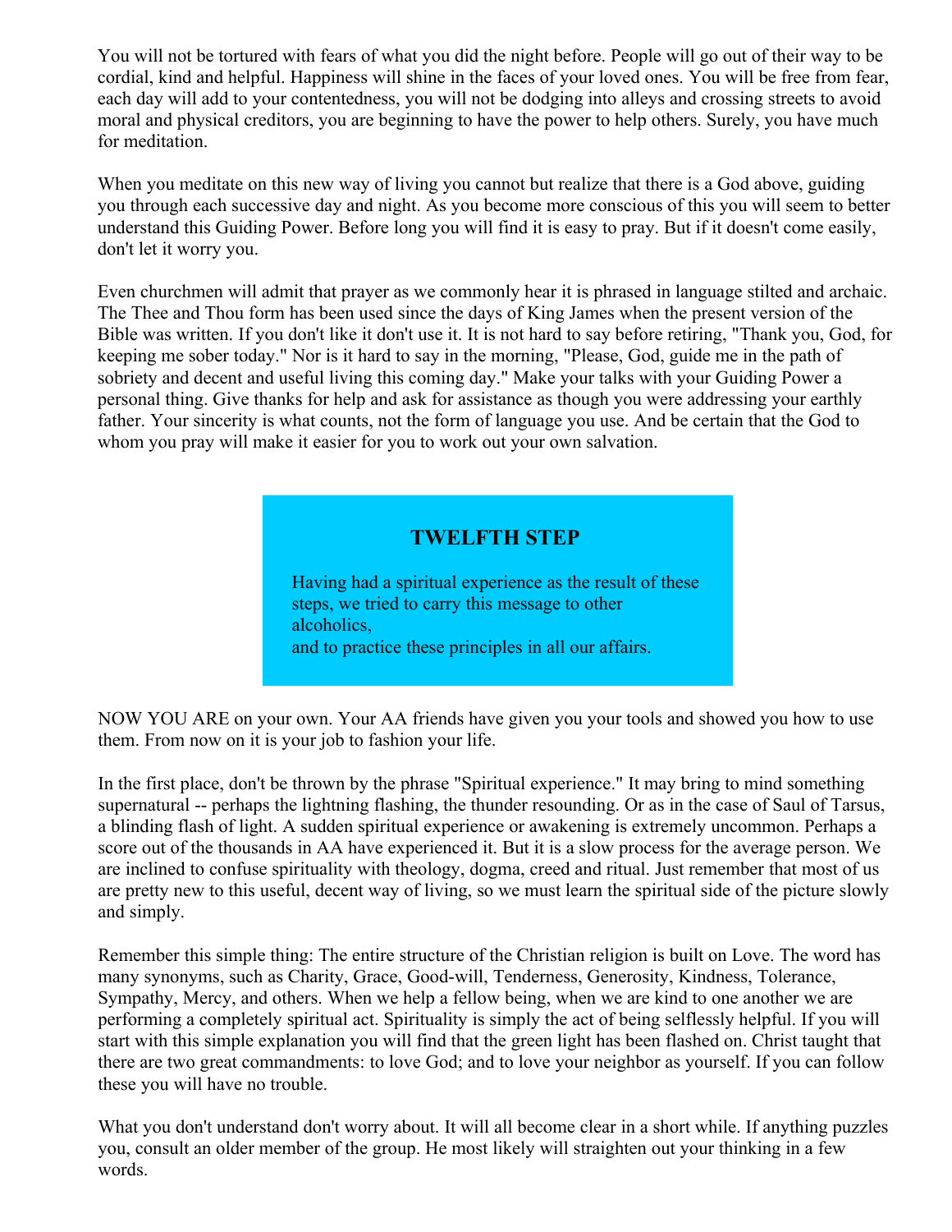You will not be tortured with fears of what you did the night before. People will go out of their way to be cordial, kind and helpful. Happiness will shine in the faces of your loved ones. You will be free from fear, each day will add to your contentedness, you will not be dodging into alleys and crossing streets to avoid moral and physical creditors, you are beginning to have the power to help others. Surely, you have much for meditation.

When you meditate on this new way of living you cannot but realize that there is a God above, guiding you through each successive day and night. As you become more conscious of this you will seem to better understand this Guiding Power. Before long you will find it is easy to pray. But if it doesn't come easily, don't let it worry you.

Even churchmen will admit that prayer as we commonly hear it is phrased in language stilted and archaic. The Thee and Thou form has been used since the days of King James when the present version of the Bible was written. If you don't like it don't use it. It is not hard to say before retiring, "Thank you, God, for keeping me sober today." Nor is it hard to say in the morning, "Please, God, guide me in the path of sobriety and decent and useful living this coming day." Make your talks with your Guiding Power a personal thing. Give thanks for help and ask for assistance as though you were addressing your earthly father. Your sincerity is what counts, not the form of language you use. And be certain that the God to whom you pray will make it easier for you to work out your own salvation.

## TWELFTH STEP

Having had a spiritual experience as the result of these steps, we tried to carry this message to other alcoholics,
and to practice these principles in all our affairs.

NOW YOU ARE on your own. Your AA friends have given you your tools and showed you how to use them. From now on it is your job to fashion your life.

In the first place, don't be thrown by the phrase "Spiritual experience." It may bring to mind something supernatural -- perhaps the lightning flashing, the thunder resounding. Or as in the case of Saul of Tarsus, a blinding flash of light. A sudden spiritual experience or awakening is extremely uncommon. Perhaps a score out of the thousands in AA have experienced it. But it is a slow process for the average person. We are inclined to confuse spirituality with theology, dogma, creed and ritual. Just remember that most of us are pretty new to this useful, decent way of living, so we must learn the spiritual side of the picture slowly and simply.

Remember this simple thing: The entire structure of the Christian religion is built on Love. The word has many synonyms, such as Charity, Grace, Good-will, Tenderness, Generosity, Kindness, Tolerance, Sympathy, Mercy, and others. When we help a fellow being, when we are kind to one another we are performing a completely spiritual act. Spirituality is simply the act of being selflessly helpful. If you will start with this simple explanation you will find that the green light has been flashed on. Christ taught that there are two great commandments: to love God; and to love your neighbor as yourself. If you can follow these you will have no trouble.

What you don't understand don't worry about. It will all become clear in a short while. If anything puzzles you, consult an older member of the group. He most likely will straighten out your thinking in a few words.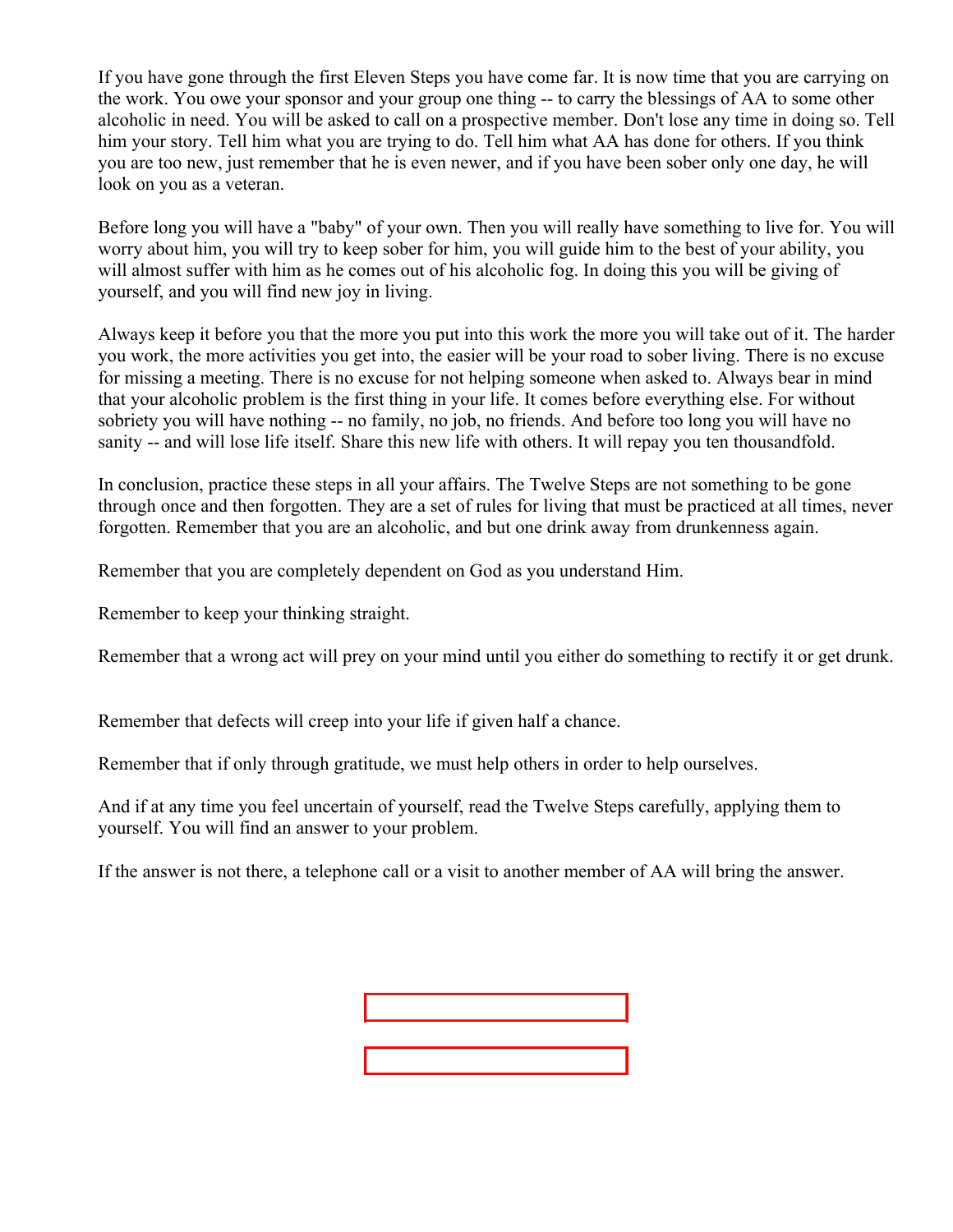If you have gone through the first Eleven Steps you have come far. It is now time that you are carrying on the work. You owe your sponsor and your group one thing -- to carry the blessings of AA to some other alcoholic in need. You will be asked to call on a prospective member. Don't lose any time in doing so. Tell him your story. Tell him what you are trying to do. Tell him what AA has done for others. If you think you are too new, just remember that he is even newer, and if you have been sober only one day, he will look on you as a veteran.

Before long you will have a "baby" of your own. Then you will really have something to live for. You will worry about him, you will try to keep sober for him, you will guide him to the best of your ability, you will almost suffer with him as he comes out of his alcoholic fog. In doing this you will be giving of yourself, and you will find new joy in living.

Always keep it before you that the more you put into this work the more you will take out of it. The harder you work, the more activities you get into, the easier will be your road to sober living. There is no excuse for missing a meeting. There is no excuse for not helping someone when asked to. Always bear in mind that your alcoholic problem is the first thing in your life. It comes before everything else. For without sobriety you will have nothing -- no family, no job, no friends. And before too long you will have no sanity -- and will lose life itself. Share this new life with others. It will repay you ten thousandfold.

In conclusion, practice these steps in all your affairs. The Twelve Steps are not something to be gone through once and then forgotten. They are a set of rules for living that must be practiced at all times, never forgotten. Remember that you are an alcoholic, and but one drink away from drunkenness again.

Remember that you are completely dependent on God as you understand Him.

Remember to keep your thinking straight.

Remember that a wrong act will prey on your mind until you either do something to rectify it or get drunk.

Remember that defects will creep into your life if given half a chance.

Remember that if only through gratitude, we must help others in order to help ourselves.

And if at any time you feel uncertain of yourself, read the Twelve Steps carefully, applying them to yourself. You will find an answer to your problem.

If the answer is not there, a telephone call or a visit to another member of AA will bring the answer.